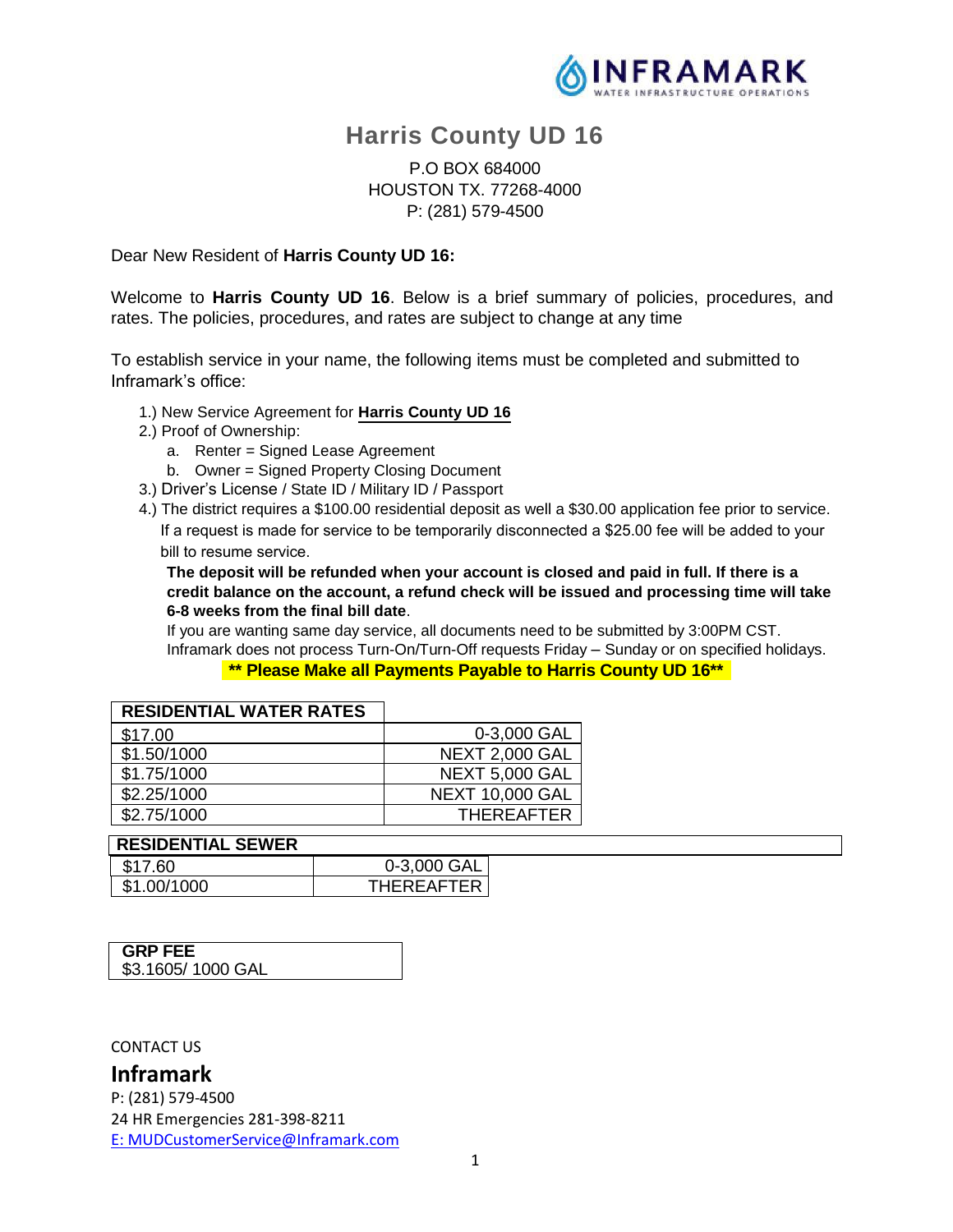INFRAMARK
WATER INFRASTRUCTURE OPERATIONS

# Harris County UD 16

P.O BOX 684000
HOUSTON TX. 77268-4000
P: (281) 579-4500

Dear New Resident of **Harris County UD 16:**

Welcome to **Harris County UD 16**. Below is a brief summary of policies, procedures, and rates. The policies, procedures, and rates are subject to change at any time

To establish service in your name, the following items must be completed and submitted to Inframark's office:

1.) New Service Agreement for **Harris County UD 16**
2.) Proof of Ownership:
   a. Renter = Signed Lease Agreement
   b. Owner = Signed Property Closing Document
3.) Driver's License / State ID / Military ID / Passport
4.) The district requires a $100.00 residential deposit as well a $30.00 application fee prior to service. If a request is made for service to be temporarily disconnected a $25.00 fee will be added to your bill to resume service.

   **The deposit will be refunded when your account is closed and paid in full. If there is a credit balance on the account, a refund check will be issued and processing time will take 6-8 weeks from the final bill date**.

   If you are wanting same day service, all documents need to be submitted by 3:00PM CST. Inframark does not process Turn-On/Turn-Off requests Friday – Sunday or on specified holidays.

**\*\* Please Make all Payments Payable to Harris County UD 16\*\***

| RESIDENTIAL WATER RATES | |
|---|---|
| $17.00 | 0-3,000 GAL |
| $1.50/1000 | NEXT 2,000 GAL |
| $1.75/1000 | NEXT 5,000 GAL |
| $2.25/1000 | NEXT 10,000 GAL |
| $2.75/1000 | THEREAFTER |

| RESIDENTIAL SEWER | |
|---|---|
| $17.60 | 0-3,000 GAL |
| $1.00/1000 | THEREAFTER |

| GRP FEE |
|---|
| $3.1605/ 1000 GAL |

CONTACT US

## Inframark

P: (281) 579-4500
24 HR Emergencies 281-398-8211
E: MUDCustomerService@Inframark.com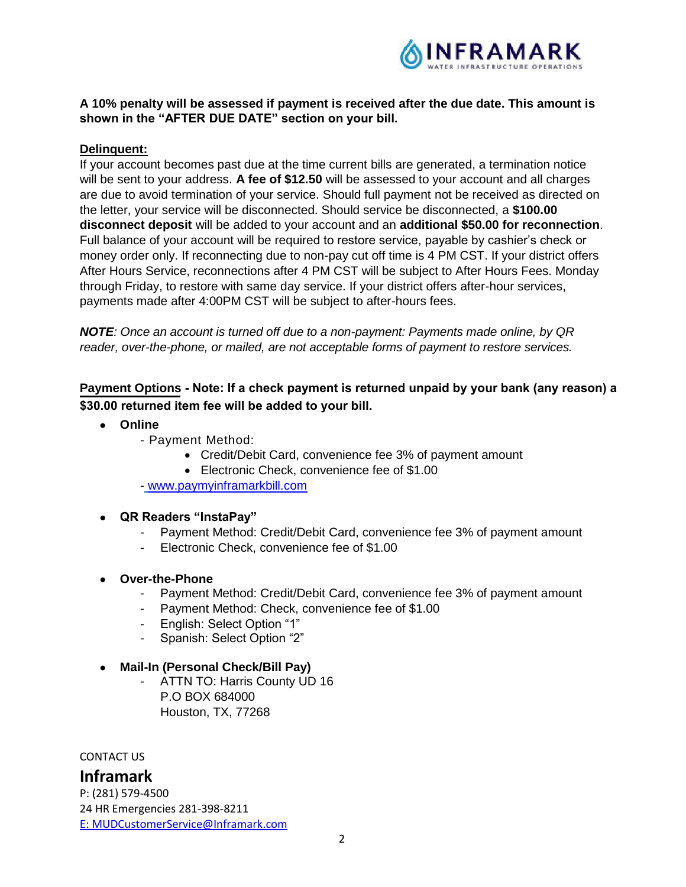**A 10% penalty will be assessed if payment is received after the due date. This amount is shown in the "AFTER DUE DATE" section on your bill.**

**Delinquent:**

If your account becomes past due at the time current bills are generated, a termination notice will be sent to your address. **A fee of $12.50** will be assessed to your account and all charges are due to avoid termination of your service. Should full payment not be received as directed on the letter, your service will be disconnected. Should service be disconnected, a **$100.00 disconnect deposit** will be added to your account and an **additional $50.00 for reconnection**. Full balance of your account will be required to restore service, payable by cashier's check or money order only. If reconnecting due to non-pay cut off time is 4 PM CST. If your district offers After Hours Service, reconnections after 4 PM CST will be subject to After Hours Fees. Monday through Friday, to restore with same day service. If your district offers after-hour services, payments made after 4:00PM CST will be subject to after-hours fees.

***NOTE****: Once an account is turned off due to a non-payment: Payments made online, by QR reader, over-the-phone, or mailed, are not acceptable forms of payment to restore services.*

**Payment Options - Note: If a check payment is returned unpaid by your bank (any reason) a $30.00 returned item fee will be added to your bill.**

- **Online**
  - Payment Method:
    - Credit/Debit Card, convenience fee 3% of payment amount
    - Electronic Check, convenience fee of $1.00
  - www.paymyinframarkbill.com

- **QR Readers "InstaPay"**
  - Payment Method: Credit/Debit Card, convenience fee 3% of payment amount
  - Electronic Check, convenience fee of $1.00

- **Over-the-Phone**
  - Payment Method: Credit/Debit Card, convenience fee 3% of payment amount
  - Payment Method: Check, convenience fee of $1.00
  - English: Select Option "1"
  - Spanish: Select Option "2"

- **Mail-In (Personal Check/Bill Pay)**
  - ATTN TO: Harris County UD 16
    P.O BOX 684000
    Houston, TX, 77268

CONTACT US

## Inframark

P: (281) 579-4500
24 HR Emergencies 281-398-8211
E: MUDCustomerService@Inframark.com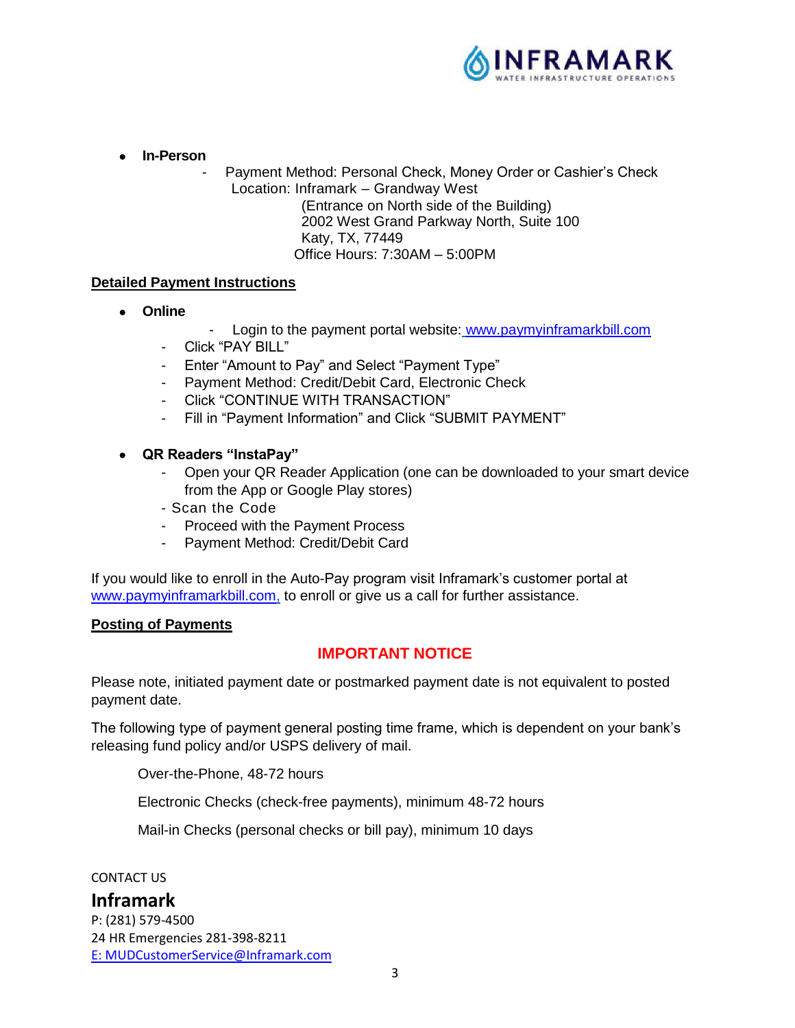- **In-Person**
  - Payment Method: Personal Check, Money Order or Cashier's Check
    Location: Inframark – Grandway West
    (Entrance on North side of the Building)
    2002 West Grand Parkway North, Suite 100
    Katy, TX, 77449
    Office Hours: 7:30AM – 5:00PM

**Detailed Payment Instructions**

- **Online**
  - Login to the payment portal website: [www.paymyinframarkbill.com](http://www.paymyinframarkbill.com)
  - Click "PAY BILL"
  - Enter "Amount to Pay" and Select "Payment Type"
  - Payment Method: Credit/Debit Card, Electronic Check
  - Click "CONTINUE WITH TRANSACTION"
  - Fill in "Payment Information" and Click "SUBMIT PAYMENT"

- **QR Readers "InstaPay"**
  - Open your QR Reader Application (one can be downloaded to your smart device from the App or Google Play stores)
  - Scan the Code
  - Proceed with the Payment Process
  - Payment Method: Credit/Debit Card

If you would like to enroll in the Auto-Pay program visit Inframark's customer portal at [www.paymyinframarkbill.com](http://www.paymyinframarkbill.com), to enroll or give us a call for further assistance.

**Posting of Payments**

**IMPORTANT NOTICE**

Please note, initiated payment date or postmarked payment date is not equivalent to posted payment date.

The following type of payment general posting time frame, which is dependent on your bank's releasing fund policy and/or USPS delivery of mail.

Over-the-Phone, 48-72 hours

Electronic Checks (check-free payments), minimum 48-72 hours

Mail-in Checks (personal checks or bill pay), minimum 10 days

CONTACT US

**Inframark**
P: (281) 579-4500
24 HR Emergencies 281-398-8211
E: MUDCustomerService@Inframark.com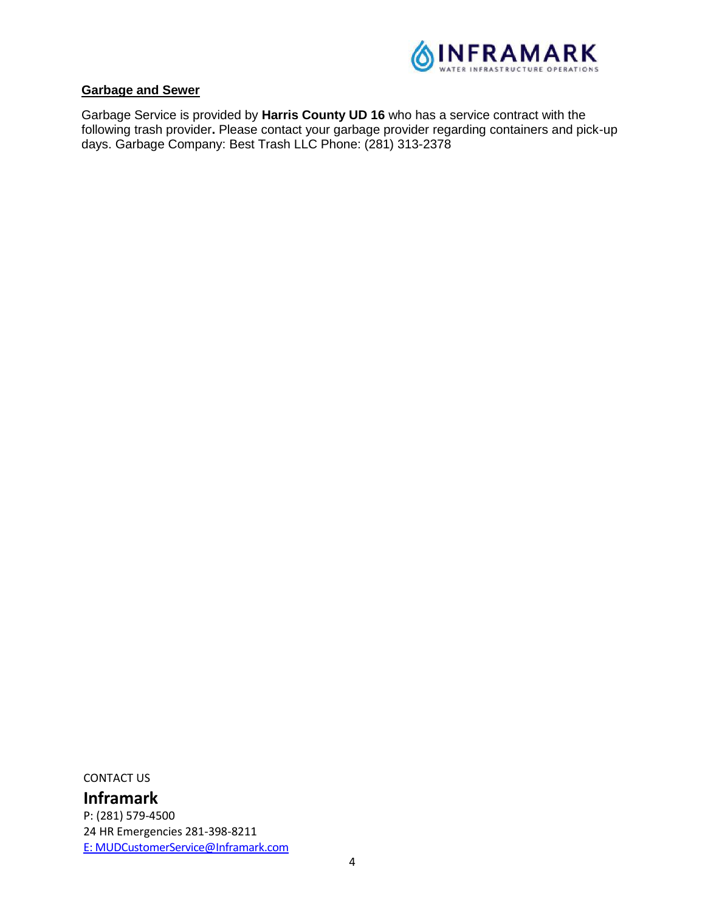## Garbage and Sewer

Garbage Service is provided by **Harris County UD 16** who has a service contract with the following trash provider**.** Please contact your garbage provider regarding containers and pick-up days. Garbage Company: Best Trash LLC Phone: (281) 313-2378

CONTACT US

**Inframark**

P: (281) 579-4500

24 HR Emergencies 281-398-8211

E: MUDCustomerService@Inframark.com